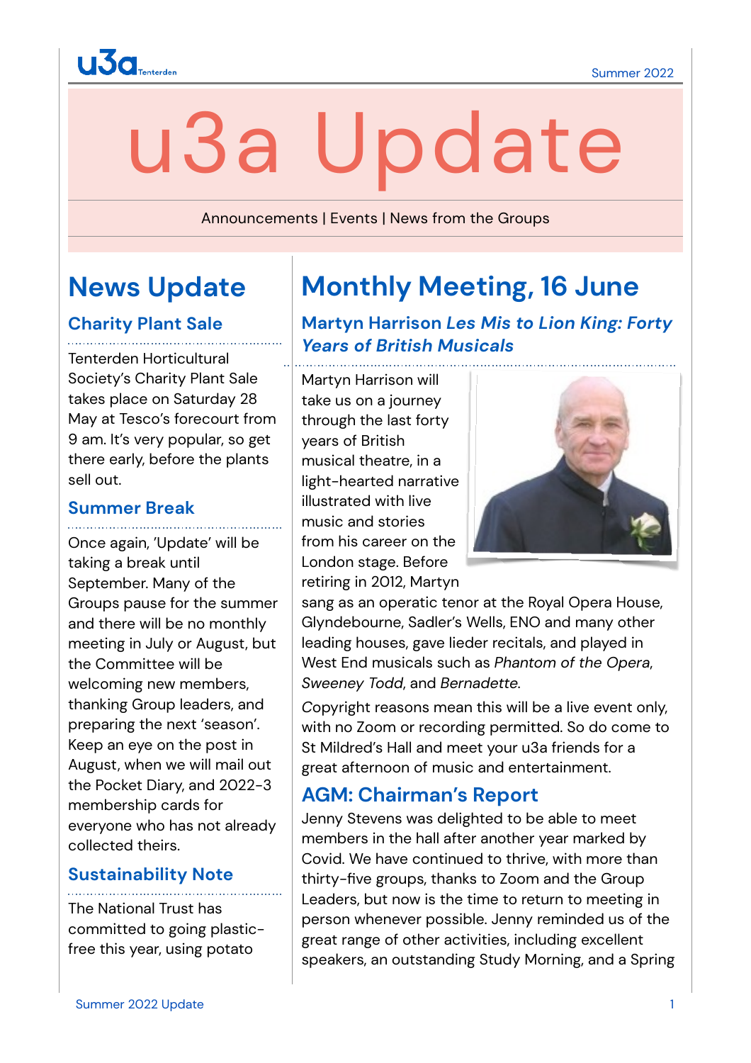# u3a Update

Announcements | Events | News from the Groups

## News Update

### Charity Plant Sale

Tenterden Horticultural Society's Charity Plant Sale takes place on Saturday 28 May at Tesco's forecourt from 9 am. It's very popular, so get there early, before the plants sell out.

### Summer Break

Once again, 'Update' will be taking a break until September. Many of the Groups pause for the summer and there will be no monthly meeting in July or August, but the Committee will be welcoming new members, thanking Group leaders, and preparing the next 'season'. Keep an eye on the post in August, when we will mail out the Pocket Diary, and 2022-3 membership cards for everyone who has not already collected theirs.

### Sustainability Note

The National Trust has committed to going plastic-free this year, using potato

## Monthly Meeting, 16 June

### Martyn Harrison *Les Mis to Lion King: Forty Years of British Musicals*

Martyn Harrison will take us on a journey through the last forty years of British musical theatre, in a light-hearted narrative illustrated with live music and stories from his career on the London stage. Before retiring in 2012, Martyn sang as an operatic tenor at the Royal Opera House, Glyndebourne, Sadler's Wells, ENO and many other leading houses, gave lieder recitals, and played in West End musicals such as *Phantom of the Opera*, *Sweeney Todd*, and *Bernadette*.

Copyright reasons mean this will be a live event only, with no Zoom or recording permitted. So do come to St Mildred's Hall and meet your u3a friends for a great afternoon of music and entertainment.

## AGM: Chairman's Report

Jenny Stevens was delighted to be able to meet members in the hall after another year marked by Covid. We have continued to thrive, with more than thirty-five groups, thanks to Zoom and the Group Leaders, but now is the time to return to meeting in person whenever possible. Jenny reminded us of the great range of other activities, including excellent speakers, an outstanding Study Morning, and a Spring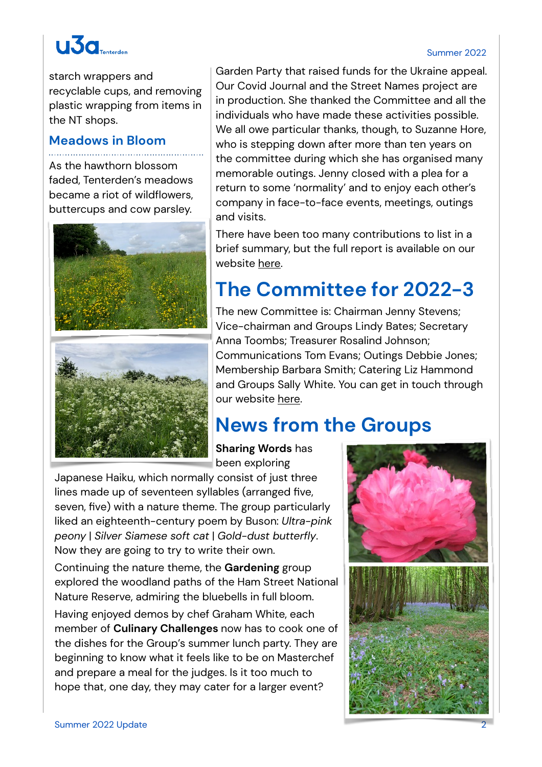starch wrappers and recyclable cups, and removing plastic wrapping from items in the NT shops.

### Meadows in Bloom

As the hawthorn blossom faded, Tenterden's meadows became a riot of wildflowers, buttercups and cow parsley.

Garden Party that raised funds for the Ukraine appeal. Our Covid Journal and the Street Names project are in production. She thanked the Committee and all the individuals who have made these activities possible. We all owe particular thanks, though, to Suzanne Hore, who is stepping down after more than ten years on the committee during which she has organised many memorable outings. Jenny closed with a plea for a return to some 'normality' and to enjoy each other's company in face-to-face events, meetings, outings and visits.

There have been too many contributions to list in a brief summary, but the full report is available on our website here.

## The Committee for 2022-3

The new Committee is: Chairman Jenny Stevens; Vice-chairman and Groups Lindy Bates; Secretary Anna Toombs; Treasurer Rosalind Johnson; Communications Tom Evans; Outings Debbie Jones; Membership Barbara Smith; Catering Liz Hammond and Groups Sally White. You can get in touch through our website here.

## News from the Groups

**Sharing Words** has been exploring Japanese Haiku, which normally consist of just three lines made up of seventeen syllables (arranged five, seven, five) with a nature theme. The group particularly liked an eighteenth-century poem by Buson: *Ultra-pink peony | Silver Siamese soft cat | Gold-dust butterfly*. Now they are going to try to write their own.

Continuing the nature theme, the **Gardening** group explored the woodland paths of the Ham Street National Nature Reserve, admiring the bluebells in full bloom.

Having enjoyed demos by chef Graham White, each member of **Culinary Challenges** now has to cook one of the dishes for the Group's summer lunch party. They are beginning to know what it feels like to be on Masterchef and prepare a meal for the judges. Is it too much to hope that, one day, they may cater for a larger event?